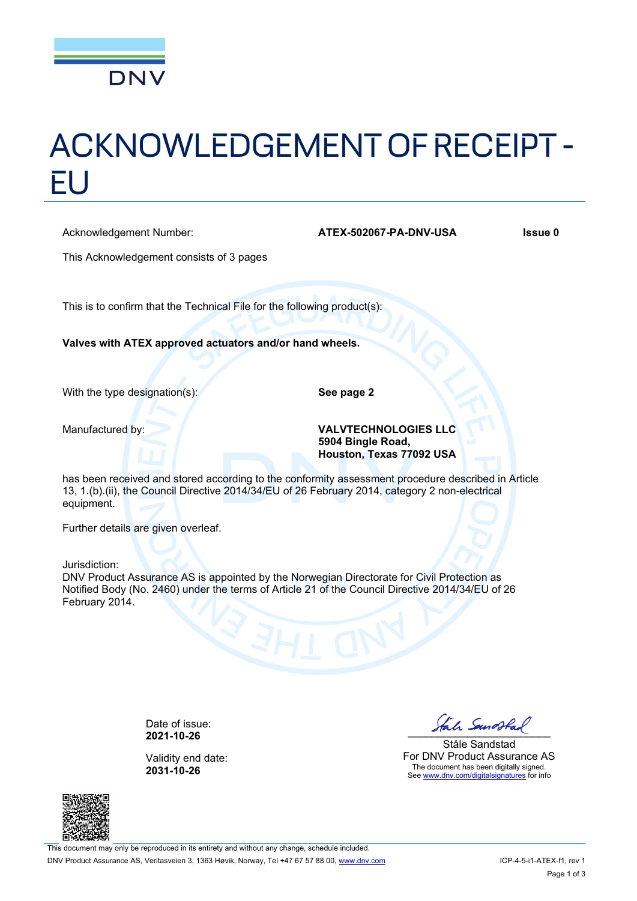DNV

# ACKNOWLEDGEMENT OF RECEIPT - EU

| Acknowledgement Number: | **ATEX-502067-PA-DNV-USA** | **Issue 0** |
|---|---|---|

This Acknowledgement consists of 3 pages

This is to confirm that the Technical File for the following product(s):

**Valves with ATEX approved actuators and/or hand wheels.**

| | |
|---|---|
| With the type designation(s): | **See page 2** |
| Manufactured by: | **VALVTECHNOLOGIES LLC**<br>**5904 Bingle Road,**<br>**Houston, Texas 77092 USA** |

has been received and stored according to the conformity assessment procedure described in Article 13, 1.(b).(ii), the Council Directive 2014/34/EU of 26 February 2014, category 2 non-electrical equipment.

Further details are given overleaf.

Jurisdiction:
DNV Product Assurance AS is appointed by the Norwegian Directorate for Civil Protection as Notified Body (No. 2460) under the terms of Article 21 of the Council Directive 2014/34/EU of 26 February 2014.

Date of issue:
**2021-10-26**

Validity end date:
**2031-10-26**

Ståle Sandstad
For DNV Product Assurance AS
The document has been digitally signed.
See www.dnv.com/digitalsignatures for info

This document may only be reproduced in its entirety and without any change, schedule included.

DNV Product Assurance AS, Veritasveien 3, 1363 Høvik, Norway, Tel +47 67 57 88 00, www.dnv.com

ICP-4-5-i1-ATEX-f1, rev 1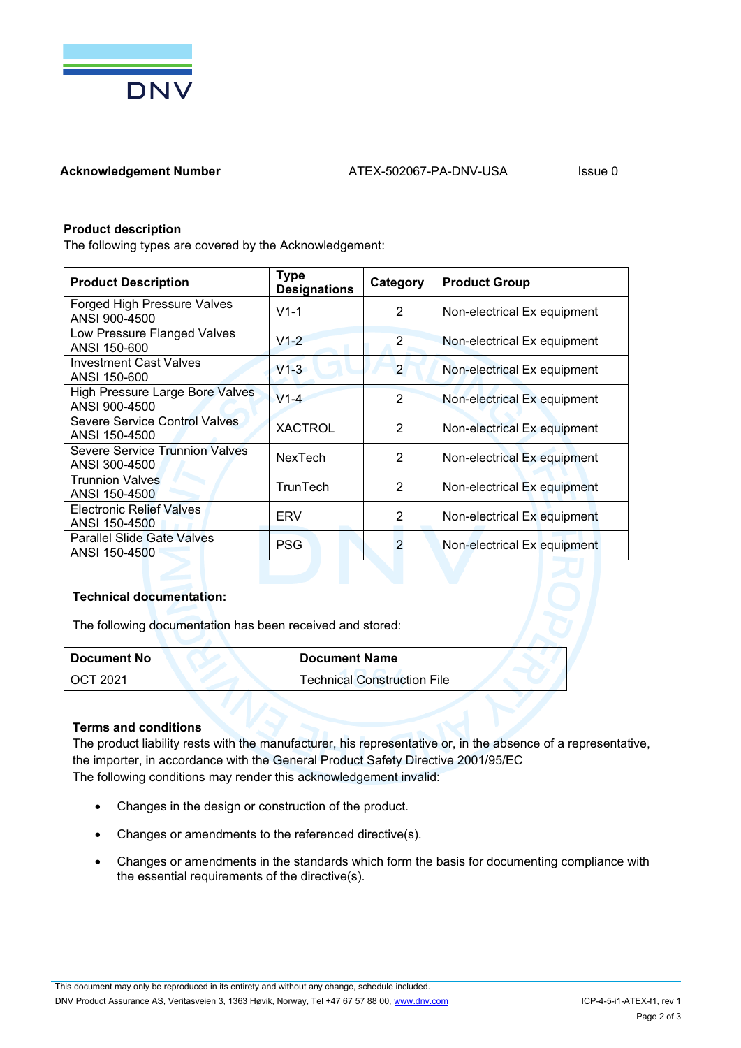**Acknowledgement Number** ATEX-502067-PA-DNV-USA Issue 0

**Product description**

The following types are covered by the Acknowledgement:

| Product Description | Type Designations | Category | Product Group |
|---|---|---|---|
| Forged High Pressure Valves ANSI 900-4500 | V1-1 | 2 | Non-electrical Ex equipment |
| Low Pressure Flanged Valves ANSI 150-600 | V1-2 | 2 | Non-electrical Ex equipment |
| Investment Cast Valves ANSI 150-600 | V1-3 | 2 | Non-electrical Ex equipment |
| High Pressure Large Bore Valves ANSI 900-4500 | V1-4 | 2 | Non-electrical Ex equipment |
| Severe Service Control Valves ANSI 150-4500 | XACTROL | 2 | Non-electrical Ex equipment |
| Severe Service Trunnion Valves ANSI 300-4500 | NexTech | 2 | Non-electrical Ex equipment |
| Trunnion Valves ANSI 150-4500 | TrunTech | 2 | Non-electrical Ex equipment |
| Electronic Relief Valves ANSI 150-4500 | ERV | 2 | Non-electrical Ex equipment |
| Parallel Slide Gate Valves ANSI 150-4500 | PSG | 2 | Non-electrical Ex equipment |

**Technical documentation:**

The following documentation has been received and stored:

| Document No | Document Name |
|---|---|
| OCT 2021 | Technical Construction File |

**Terms and conditions**

The product liability rests with the manufacturer, his representative or, in the absence of a representative, the importer, in accordance with the General Product Safety Directive 2001/95/EC

The following conditions may render this acknowledgement invalid:

- Changes in the design or construction of the product.
- Changes or amendments to the referenced directive(s).
- Changes or amendments in the standards which form the basis for documenting compliance with the essential requirements of the directive(s).

This document may only be reproduced in its entirety and without any change, schedule included.

DNV Product Assurance AS, Veritasveien 3, 1363 Høvik, Norway, Tel +47 67 57 88 00, www.dnv.com ICP-4-5-i1-ATEX-f1, rev 1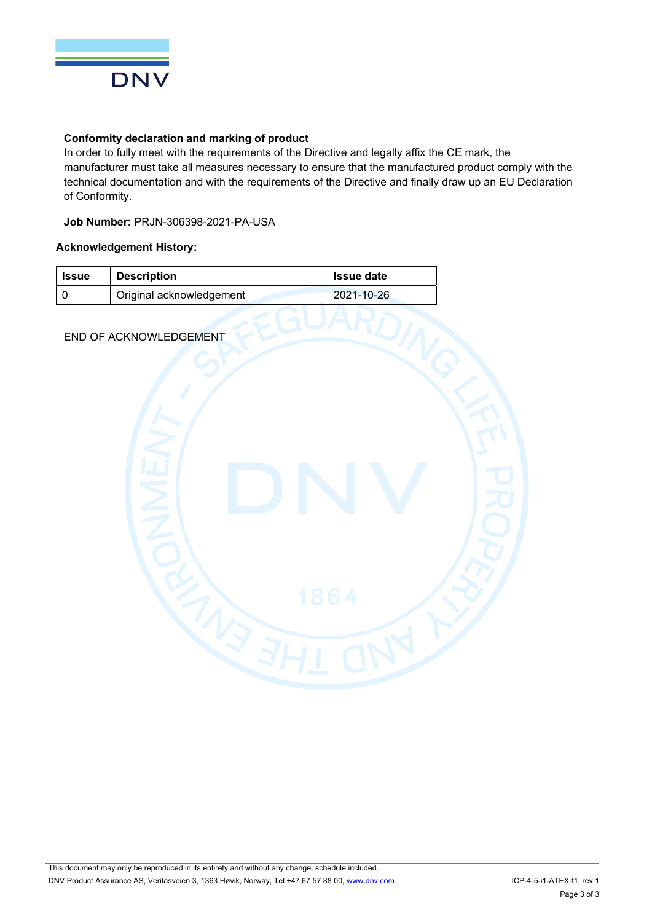**Conformity declaration and marking of product**

In order to fully meet with the requirements of the Directive and legally affix the CE mark, the manufacturer must take all measures necessary to ensure that the manufactured product comply with the technical documentation and with the requirements of the Directive and finally draw up an EU Declaration of Conformity.

**Job Number:** PRJN-306398-2021-PA-USA

**Acknowledgement History:**

| Issue | Description | Issue date |
|---|---|---|
| 0 | Original acknowledgement | 2021-10-26 |

END OF ACKNOWLEDGEMENT

This document may only be reproduced in its entirety and without any change, schedule included.

DNV Product Assurance AS, Veritasveien 3, 1363 Høvik, Norway, Tel +47 67 57 88 00, www.dnv.com

ICP-4-5-i1-ATEX-f1, rev 1